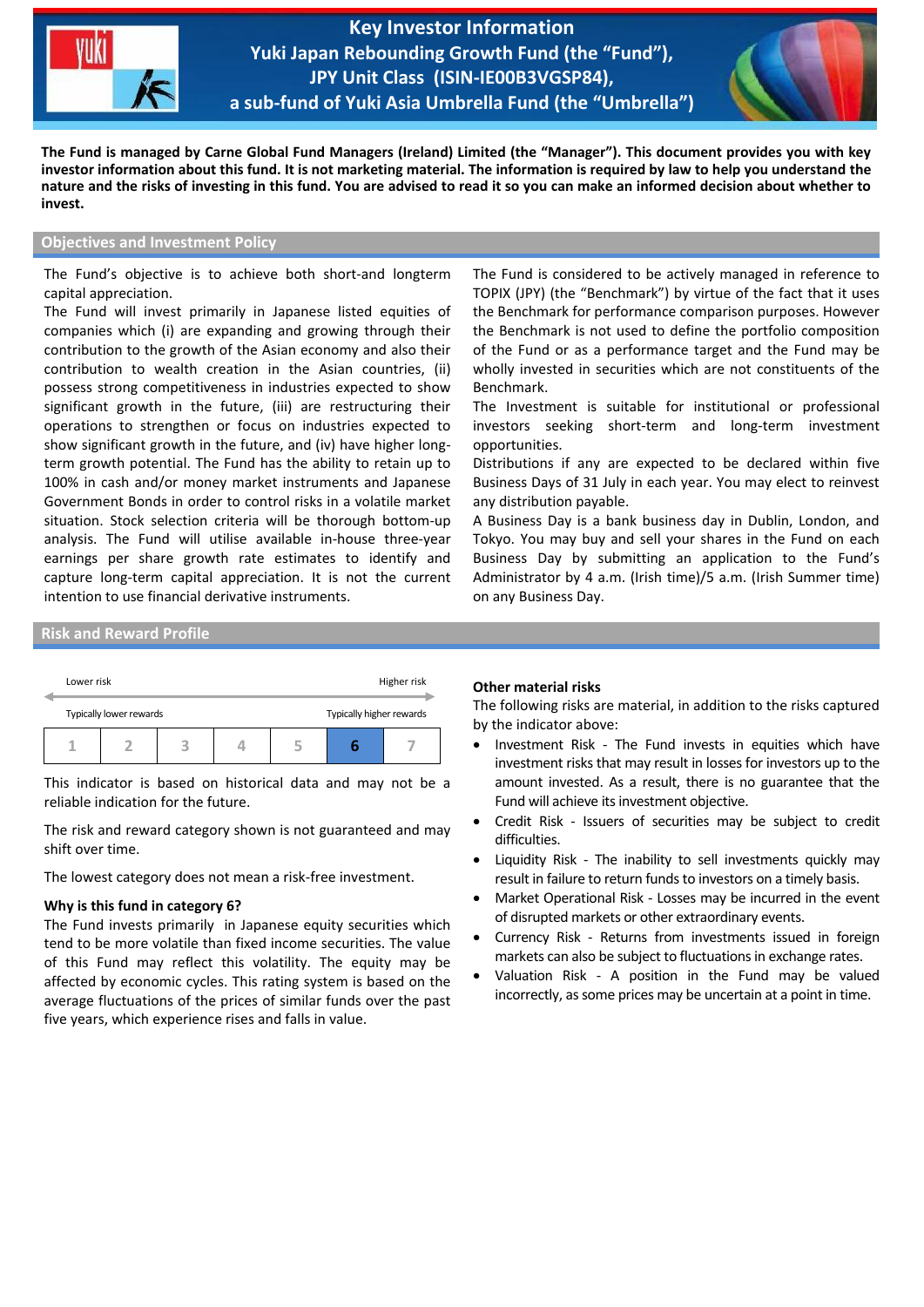# Key Investor Information
## Yuki Japan Rebounding Growth Fund (the "Fund"), JPY Unit Class (ISIN-IE00B3VGSP84), a sub-fund of Yuki Asia Umbrella Fund (the "Umbrella")

**The Fund is managed by Carne Global Fund Managers (Ireland) Limited (the "Manager"). This document provides you with key investor information about this fund. It is not marketing material. The information is required by law to help you understand the nature and the risks of investing in this fund. You are advised to read it so you can make an informed decision about whether to invest.**

## Objectives and Investment Policy

The Fund's objective is to achieve both short-and longterm capital appreciation.

The Fund will invest primarily in Japanese listed equities of companies which (i) are expanding and growing through their contribution to the growth of the Asian economy and also their contribution to wealth creation in the Asian countries, (ii) possess strong competitiveness in industries expected to show significant growth in the future, (iii) are restructuring their operations to strengthen or focus on industries expected to show significant growth in the future, and (iv) have higher long-term growth potential. The Fund has the ability to retain up to 100% in cash and/or money market instruments and Japanese Government Bonds in order to control risks in a volatile market situation. Stock selection criteria will be thorough bottom-up analysis. The Fund will utilise available in-house three-year earnings per share growth rate estimates to identify and capture long-term capital appreciation. It is not the current intention to use financial derivative instruments.

The Fund is considered to be actively managed in reference to TOPIX (JPY) (the "Benchmark") by virtue of the fact that it uses the Benchmark for performance comparison purposes. However the Benchmark is not used to define the portfolio composition of the Fund or as a performance target and the Fund may be wholly invested in securities which are not constituents of the Benchmark.

The Investment is suitable for institutional or professional investors seeking short-term and long-term investment opportunities.

Distributions if any are expected to be declared within five Business Days of 31 July in each year. You may elect to reinvest any distribution payable.

A Business Day is a bank business day in Dublin, London, and Tokyo. You may buy and sell your shares in the Fund on each Business Day by submitting an application to the Fund's Administrator by 4 a.m. (Irish time)/5 a.m. (Irish Summer time) on any Business Day.

## Risk and Reward Profile

| Lower risk | | | | | | Higher risk |
|---|---|---|---|---|---|---|
| Typically lower rewards | | | | | | Typically higher rewards |
| 1 | 2 | 3 | 4 | 5 | **6** | 7 |

This indicator is based on historical data and may not be a reliable indication for the future.

The risk and reward category shown is not guaranteed and may shift over time.

The lowest category does not mean a risk-free investment.

**Why is this fund in category 6?**

The Fund invests primarily in Japanese equity securities which tend to be more volatile than fixed income securities. The value of this Fund may reflect this volatility. The equity may be affected by economic cycles. This rating system is based on the average fluctuations of the prices of similar funds over the past five years, which experience rises and falls in value.

**Other material risks**

The following risks are material, in addition to the risks captured by the indicator above:

- Investment Risk - The Fund invests in equities which have investment risks that may result in losses for investors up to the amount invested. As a result, there is no guarantee that the Fund will achieve its investment objective.
- Credit Risk - Issuers of securities may be subject to credit difficulties.
- Liquidity Risk - The inability to sell investments quickly may result in failure to return funds to investors on a timely basis.
- Market Operational Risk - Losses may be incurred in the event of disrupted markets or other extraordinary events.
- Currency Risk - Returns from investments issued in foreign markets can also be subject to fluctuations in exchange rates.
- Valuation Risk - A position in the Fund may be valued incorrectly, as some prices may be uncertain at a point in time.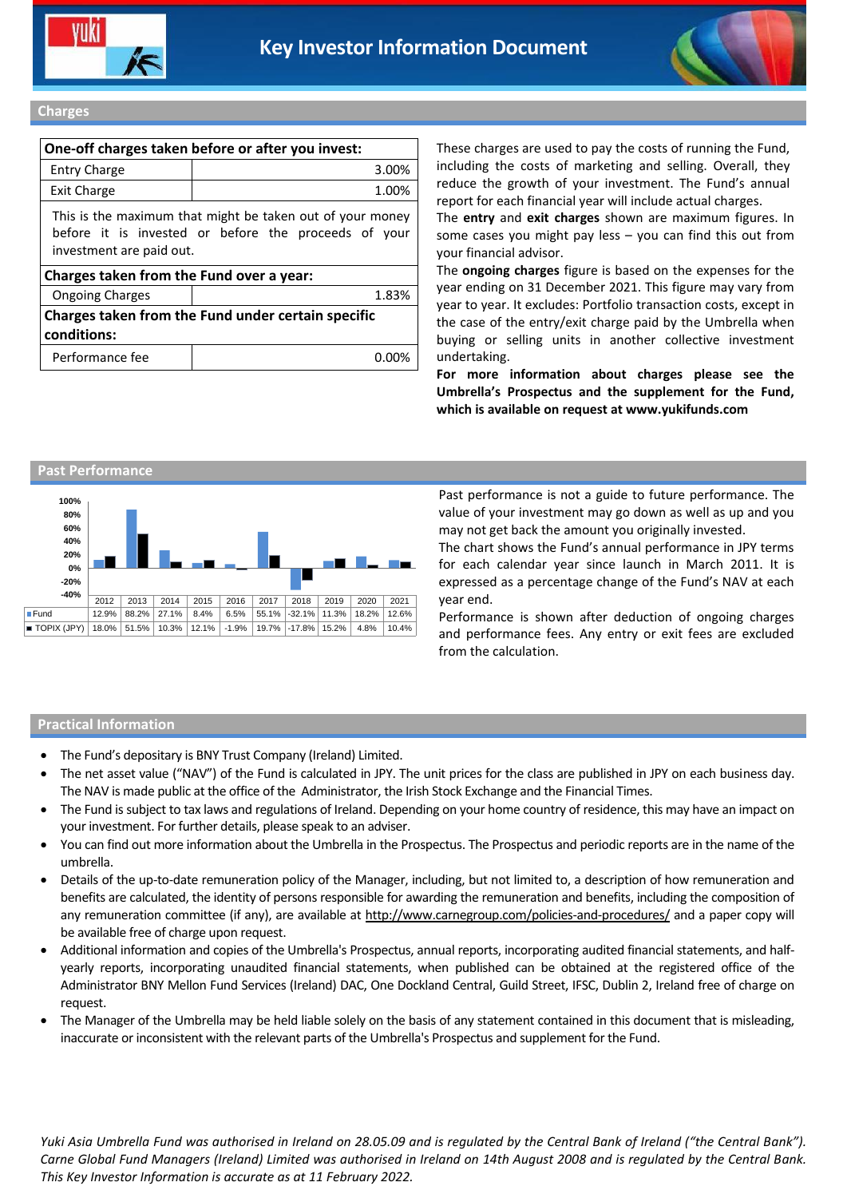## Charges

| One-off charges taken before or after you invest: | |
|---|---|
| Entry Charge | 3.00% |
| Exit Charge | 1.00% |
| This is the maximum that might be taken out of your money before it is invested or before the proceeds of your investment are paid out. | |
| **Charges taken from the Fund over a year:** | |
| Ongoing Charges | 1.83% |
| **Charges taken from the Fund under certain specific conditions:** | |
| Performance fee | 0.00% |

These charges are used to pay the costs of running the Fund, including the costs of marketing and selling. Overall, they reduce the growth of your investment. The Fund's annual report for each financial year will include actual charges.

The **entry** and **exit charges** shown are maximum figures. In some cases you might pay less – you can find this out from your financial advisor.

The **ongoing charges** figure is based on the expenses for the year ending on 31 December 2021. This figure may vary from year to year. It excludes: Portfolio transaction costs, except in the case of the entry/exit charge paid by the Umbrella when buying or selling units in another collective investment undertaking.

**For more information about charges please see the Umbrella's Prospectus and the supplement for the Fund, which is available on request at www.yukifunds.com**

## Past Performance

100%
80%
60%
40%
20%
0%
-20%
-40%

2012 2013 2014 2015 2016 2017 2018 2019 2020 2021
Fund 12.9% 88.2% 27.1% 8.4% 6.5% 55.1% -32.1% 11.3% 18.2% 12.6%
TOPIX (JPY) 18.0% 51.5% 10.3% 12.1% -1.9% 19.7% -17.8% 15.2% 4.8% 10.4%

Past performance is not a guide to future performance. The value of your investment may go down as well as up and you may not get back the amount you originally invested.

The chart shows the Fund's annual performance in JPY terms for each calendar year since launch in March 2011. It is expressed as a percentage change of the Fund's NAV at each year end.

Performance is shown after deduction of ongoing charges and performance fees. Any entry or exit fees are excluded from the calculation.

## Practical Information

- The Fund's depositary is BNY Trust Company (Ireland) Limited.
- The net asset value ("NAV") of the Fund is calculated in JPY. The unit prices for the class are published in JPY on each business day. The NAV is made public at the office of the Administrator, the Irish Stock Exchange and the Financial Times.
- The Fund is subject to tax laws and regulations of Ireland. Depending on your home country of residence, this may have an impact on your investment. For further details, please speak to an adviser.
- You can find out more information about the Umbrella in the Prospectus. The Prospectus and periodic reports are in the name of the umbrella.
- Details of the up-to-date remuneration policy of the Manager, including, but not limited to, a description of how remuneration and benefits are calculated, the identity of persons responsible for awarding the remuneration and benefits, including the composition of any remuneration committee (if any), are available at http://www.carnegroup.com/policies-and-procedures/ and a paper copy will be available free of charge upon request.
- Additional information and copies of the Umbrella's Prospectus, annual reports, incorporating audited financial statements, and half-yearly reports, incorporating unaudited financial statements, when published can be obtained at the registered office of the Administrator BNY Mellon Fund Services (Ireland) DAC, One Dockland Central, Guild Street, IFSC, Dublin 2, Ireland free of charge on request.
- The Manager of the Umbrella may be held liable solely on the basis of any statement contained in this document that is misleading, inaccurate or inconsistent with the relevant parts of the Umbrella's Prospectus and supplement for the Fund.

*Yuki Asia Umbrella Fund was authorised in Ireland on 28.05.09 and is regulated by the Central Bank of Ireland ("the Central Bank"). Carne Global Fund Managers (Ireland) Limited was authorised in Ireland on 14th August 2008 and is regulated by the Central Bank. This Key Investor Information is accurate as at 11 February 2022.*